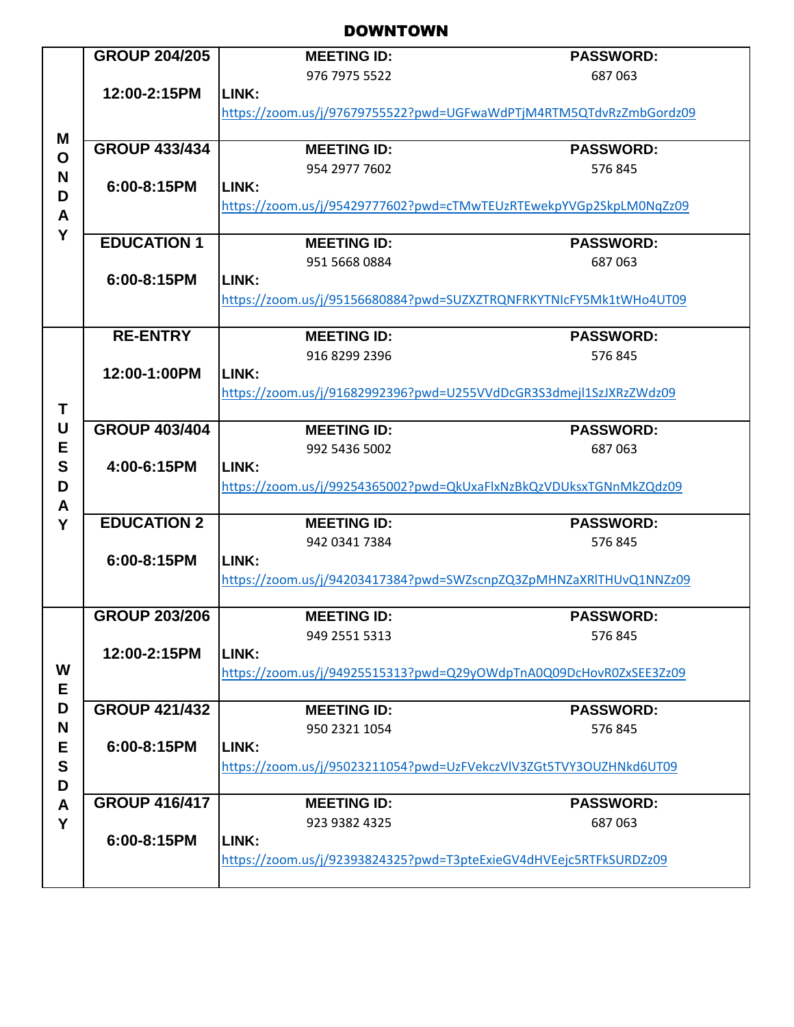# DOWNTOWN

| Day | Group / Time | Meeting ID | Password | Link |
|---|---|---|---|---|
| MONDAY | **GROUP 204/205** 12:00-2:15PM | 976 7975 5522 | 687 063 | https://zoom.us/j/97679755522?pwd=UGFwaWdPTjM4RTM5QTdvRzZmbGordz09 |
| | **GROUP 433/434** 6:00-8:15PM | 954 2977 7602 | 576 845 | https://zoom.us/j/95429777602?pwd=cTMwTEUzRTEwekpYVGp2SkpLM0NqZz09 |
| | **EDUCATION 1** 6:00-8:15PM | 951 5668 0884 | 687 063 | https://zoom.us/j/95156680884?pwd=SUZXZTRQNFRKYTNIcFY5Mk1tWHo4UT09 |
| TUESDAY | **RE-ENTRY** 12:00-1:00PM | 916 8299 2396 | 576 845 | https://zoom.us/j/91682992396?pwd=U255VVdDcGR3S3dmejl1SzJXRzZWdz09 |
| | **GROUP 403/404** 4:00-6:15PM | 992 5436 5002 | 687 063 | https://zoom.us/j/99254365002?pwd=QkUxaFlxNzBkQzVDUksxTGNnMkZQdz09 |
| | **EDUCATION 2** 6:00-8:15PM | 942 0341 7384 | 576 845 | https://zoom.us/j/94203417384?pwd=SWZscnpZQ3ZpMHNZaXRlTHUvQ1NNZz09 |
| WEDNESDAY | **GROUP 203/206** 12:00-2:15PM | 949 2551 5313 | 576 845 | https://zoom.us/j/94925515313?pwd=Q29yOWdpTnA0Q09DcHovR0ZxSEE3Zz09 |
| | **GROUP 421/432** 6:00-8:15PM | 950 2321 1054 | 576 845 | https://zoom.us/j/95023211054?pwd=UzFVekczVlV3ZGt5TVY3OUZHNkd6UT09 |
| | **GROUP 416/417** 6:00-8:15PM | 923 9382 4325 | 687 063 | https://zoom.us/j/92393824325?pwd=T3pteExieGV4dHVEejc5RTFkSURDZz09 |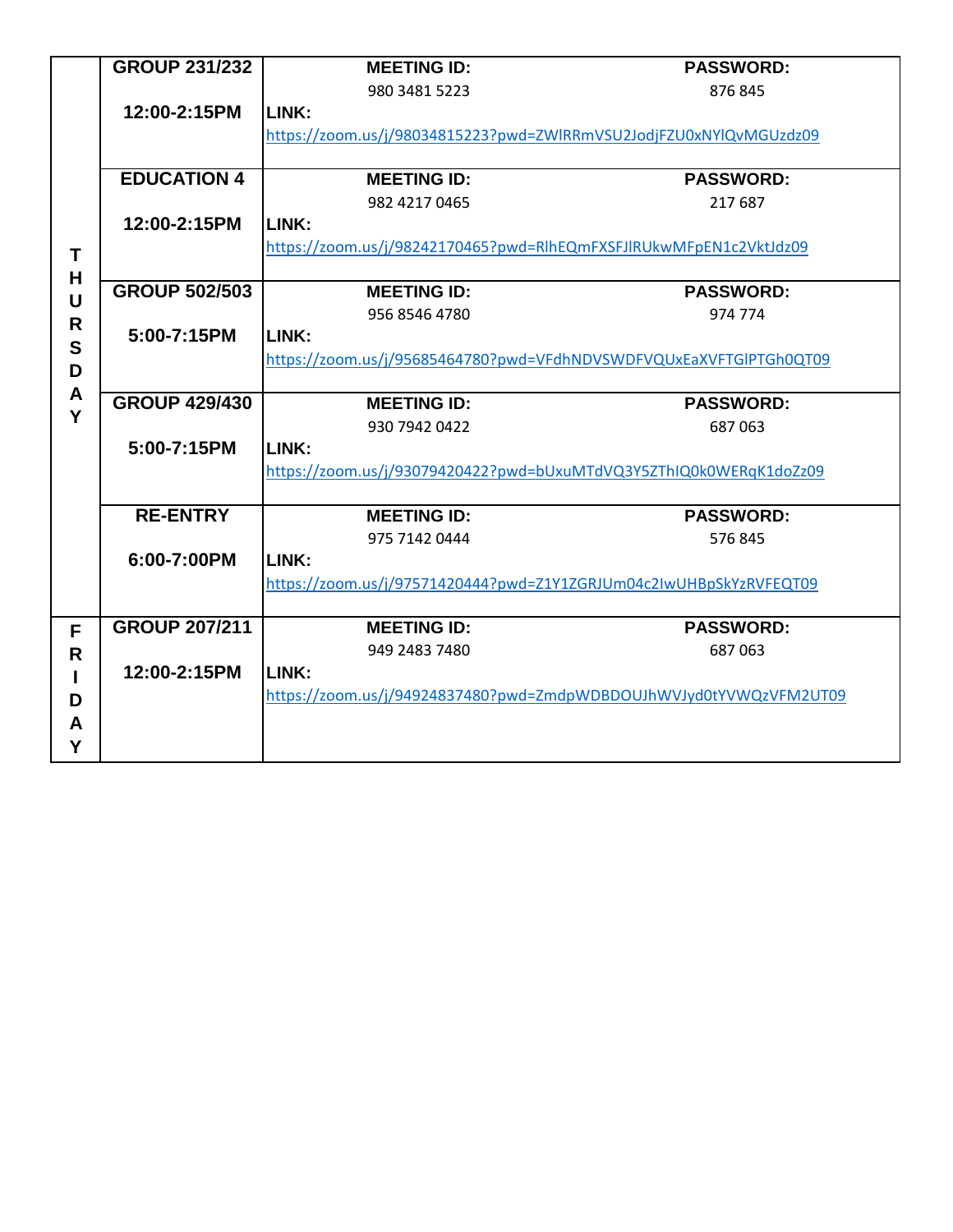| | | | |
|---|---|---|---|
| THURSDAY | GROUP 231/232<br>12:00-2:15PM | MEETING ID: 980 3481 5223<br>LINK: https://zoom.us/j/98034815223?pwd=ZWlRRmVSU2JodjFZU0xNYlQvMGUzdz09 | PASSWORD: 876 845 |
| | EDUCATION 4<br>12:00-2:15PM | MEETING ID: 982 4217 0465<br>LINK: https://zoom.us/j/98242170465?pwd=RlhEQmFXSFJlRUkwMFpEN1c2VktJdz09 | PASSWORD: 217 687 |
| | GROUP 502/503<br>5:00-7:15PM | MEETING ID: 956 8546 4780<br>LINK: https://zoom.us/j/95685464780?pwd=VFdhNDVSWDFVQUxEaXVFTGlPTGh0QT09 | PASSWORD: 974 774 |
| | GROUP 429/430<br>5:00-7:15PM | MEETING ID: 930 7942 0422<br>LINK: https://zoom.us/j/93079420422?pwd=bUxuMTdVQ3Y5ZThIQ0k0WERqK1doZz09 | PASSWORD: 687 063 |
| | RE-ENTRY<br>6:00-7:00PM | MEETING ID: 975 7142 0444<br>LINK: https://zoom.us/j/97571420444?pwd=Z1Y1ZGRJUm04c2IwUHBpSkYzRVFEQT09 | PASSWORD: 576 845 |
| FRIDAY | GROUP 207/211<br>12:00-2:15PM | MEETING ID: 949 2483 7480<br>LINK: https://zoom.us/j/94924837480?pwd=ZmdpWDBDOUJhWVJyd0tYVWQzVFM2UT09 | PASSWORD: 687 063 |